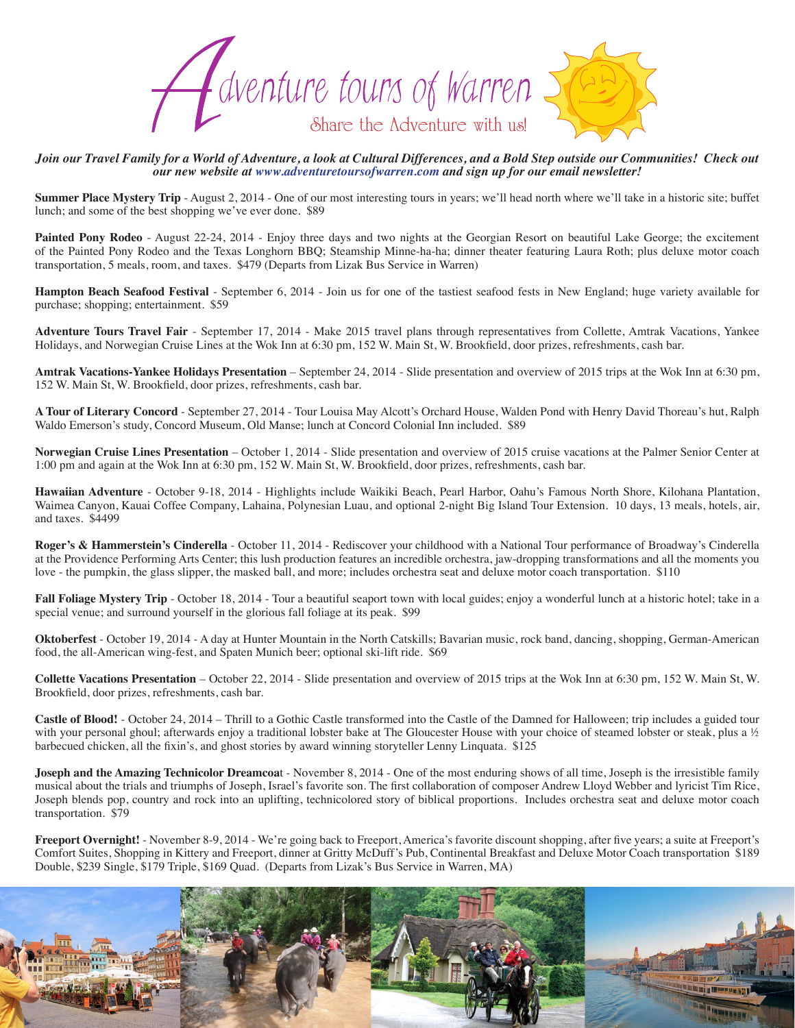# Adventure tours of Warren

Share the Adventure with us!

***Join our Travel Family for a World of Adventure, a look at Cultural Differences, and a Bold Step outside our Communities! Check out our new website at www.adventuretoursofwarren.com and sign up for our email newsletter!***

**Summer Place Mystery Trip** - August 2, 2014 - One of our most interesting tours in years; we'll head north where we'll take in a historic site; buffet lunch; and some of the best shopping we've ever done. $89

**Painted Pony Rodeo** - August 22-24, 2014 - Enjoy three days and two nights at the Georgian Resort on beautiful Lake George; the excitement of the Painted Pony Rodeo and the Texas Longhorn BBQ; Steamship Minne-ha-ha; dinner theater featuring Laura Roth; plus deluxe motor coach transportation, 5 meals, room, and taxes. $479 (Departs from Lizak Bus Service in Warren)

**Hampton Beach Seafood Festival** - September 6, 2014 - Join us for one of the tastiest seafood fests in New England; huge variety available for purchase; shopping; entertainment. $59

**Adventure Tours Travel Fair** - September 17, 2014 - Make 2015 travel plans through representatives from Collette, Amtrak Vacations, Yankee Holidays, and Norwegian Cruise Lines at the Wok Inn at 6:30 pm, 152 W. Main St, W. Brookfield, door prizes, refreshments, cash bar.

**Amtrak Vacations-Yankee Holidays Presentation** – September 24, 2014 - Slide presentation and overview of 2015 trips at the Wok Inn at 6:30 pm, 152 W. Main St, W. Brookfield, door prizes, refreshments, cash bar.

**A Tour of Literary Concord** - September 27, 2014 - Tour Louisa May Alcott's Orchard House, Walden Pond with Henry David Thoreau's hut, Ralph Waldo Emerson's study, Concord Museum, Old Manse; lunch at Concord Colonial Inn included. $89

**Norwegian Cruise Lines Presentation** – October 1, 2014 - Slide presentation and overview of 2015 cruise vacations at the Palmer Senior Center at 1:00 pm and again at the Wok Inn at 6:30 pm, 152 W. Main St, W. Brookfield, door prizes, refreshments, cash bar.

**Hawaiian Adventure** - October 9-18, 2014 - Highlights include Waikiki Beach, Pearl Harbor, Oahu's Famous North Shore, Kilohana Plantation, Waimea Canyon, Kauai Coffee Company, Lahaina, Polynesian Luau, and optional 2-night Big Island Tour Extension. 10 days, 13 meals, hotels, air, and taxes. $4499

**Roger's & Hammerstein's Cinderella** - October 11, 2014 - Rediscover your childhood with a National Tour performance of Broadway's Cinderella at the Providence Performing Arts Center; this lush production features an incredible orchestra, jaw-dropping transformations and all the moments you love - the pumpkin, the glass slipper, the masked ball, and more; includes orchestra seat and deluxe motor coach transportation. $110

**Fall Foliage Mystery Trip** - October 18, 2014 - Tour a beautiful seaport town with local guides; enjoy a wonderful lunch at a historic hotel; take in a special venue; and surround yourself in the glorious fall foliage at its peak. $99

**Oktoberfest** - October 19, 2014 - A day at Hunter Mountain in the North Catskills; Bavarian music, rock band, dancing, shopping, German-American food, the all-American wing-fest, and Spaten Munich beer; optional ski-lift ride. $69

**Collette Vacations Presentation** – October 22, 2014 - Slide presentation and overview of 2015 trips at the Wok Inn at 6:30 pm, 152 W. Main St, W. Brookfield, door prizes, refreshments, cash bar.

**Castle of Blood!** - October 24, 2014 – Thrill to a Gothic Castle transformed into the Castle of the Damned for Halloween; trip includes a guided tour with your personal ghoul; afterwards enjoy a traditional lobster bake at The Gloucester House with your choice of steamed lobster or steak, plus a ½ barbecued chicken, all the fixin's, and ghost stories by award winning storyteller Lenny Linquata. $125

**Joseph and the Amazing Technicolor Dreamcoat** - November 8, 2014 - One of the most enduring shows of all time, Joseph is the irresistible family musical about the trials and triumphs of Joseph, Israel's favorite son. The first collaboration of composer Andrew Lloyd Webber and lyricist Tim Rice, Joseph blends pop, country and rock into an uplifting, technicolored story of biblical proportions. Includes orchestra seat and deluxe motor coach transportation. $79

**Freeport Overnight!** - November 8-9, 2014 - We're going back to Freeport, America's favorite discount shopping, after five years; a suite at Freeport's Comfort Suites, Shopping in Kittery and Freeport, dinner at Gritty McDuff's Pub, Continental Breakfast and Deluxe Motor Coach transportation $189 Double, $239 Single, $179 Triple, $169 Quad. (Departs from Lizak's Bus Service in Warren, MA)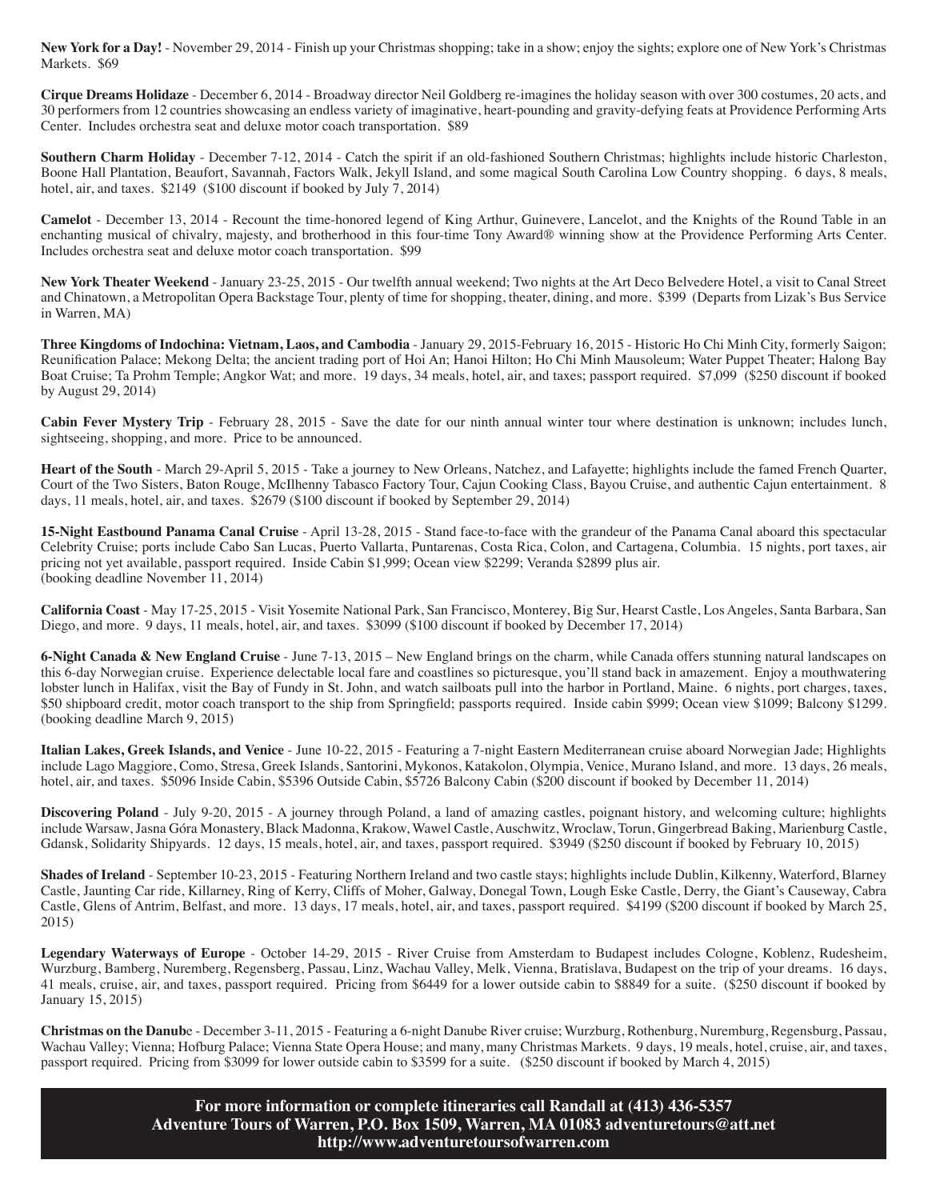**New York for a Day!** - November 29, 2014 - Finish up your Christmas shopping; take in a show; enjoy the sights; explore one of New York's Christmas Markets. $69

**Cirque Dreams Holidaze** - December 6, 2014 - Broadway director Neil Goldberg re-imagines the holiday season with over 300 costumes, 20 acts, and 30 performers from 12 countries showcasing an endless variety of imaginative, heart-pounding and gravity-defying feats at Providence Performing Arts Center. Includes orchestra seat and deluxe motor coach transportation. $89

**Southern Charm Holiday** - December 7-12, 2014 - Catch the spirit if an old-fashioned Southern Christmas; highlights include historic Charleston, Boone Hall Plantation, Beaufort, Savannah, Factors Walk, Jekyll Island, and some magical South Carolina Low Country shopping. 6 days, 8 meals, hotel, air, and taxes. $2149 ($100 discount if booked by July 7, 2014)

**Camelot** - December 13, 2014 - Recount the time-honored legend of King Arthur, Guinevere, Lancelot, and the Knights of the Round Table in an enchanting musical of chivalry, majesty, and brotherhood in this four-time Tony Award® winning show at the Providence Performing Arts Center. Includes orchestra seat and deluxe motor coach transportation. $99

**New York Theater Weekend** - January 23-25, 2015 - Our twelfth annual weekend; Two nights at the Art Deco Belvedere Hotel, a visit to Canal Street and Chinatown, a Metropolitan Opera Backstage Tour, plenty of time for shopping, theater, dining, and more. $399 (Departs from Lizak's Bus Service in Warren, MA)

**Three Kingdoms of Indochina: Vietnam, Laos, and Cambodia** - January 29, 2015-February 16, 2015 - Historic Ho Chi Minh City, formerly Saigon; Reunification Palace; Mekong Delta; the ancient trading port of Hoi An; Hanoi Hilton; Ho Chi Minh Mausoleum; Water Puppet Theater; Halong Bay Boat Cruise; Ta Prohm Temple; Angkor Wat; and more. 19 days, 34 meals, hotel, air, and taxes; passport required. $7,099 ($250 discount if booked by August 29, 2014)

**Cabin Fever Mystery Trip** - February 28, 2015 - Save the date for our ninth annual winter tour where destination is unknown; includes lunch, sightseeing, shopping, and more. Price to be announced.

**Heart of the South** - March 29-April 5, 2015 - Take a journey to New Orleans, Natchez, and Lafayette; highlights include the famed French Quarter, Court of the Two Sisters, Baton Rouge, McIlhenny Tabasco Factory Tour, Cajun Cooking Class, Bayou Cruise, and authentic Cajun entertainment. 8 days, 11 meals, hotel, air, and taxes. $2679 ($100 discount if booked by September 29, 2014)

**15-Night Eastbound Panama Canal Cruise** - April 13-28, 2015 - Stand face-to-face with the grandeur of the Panama Canal aboard this spectacular Celebrity Cruise; ports include Cabo San Lucas, Puerto Vallarta, Puntarenas, Costa Rica, Colon, and Cartagena, Columbia. 15 nights, port taxes, air pricing not yet available, passport required. Inside Cabin $1,999; Ocean view $2299; Veranda $2899 plus air.
(booking deadline November 11, 2014)

**California Coast** - May 17-25, 2015 - Visit Yosemite National Park, San Francisco, Monterey, Big Sur, Hearst Castle, Los Angeles, Santa Barbara, San Diego, and more. 9 days, 11 meals, hotel, air, and taxes. $3099 ($100 discount if booked by December 17, 2014)

**6-Night Canada & New England Cruise** - June 7-13, 2015 – New England brings on the charm, while Canada offers stunning natural landscapes on this 6-day Norwegian cruise. Experience delectable local fare and coastlines so picturesque, you'll stand back in amazement. Enjoy a mouthwatering lobster lunch in Halifax, visit the Bay of Fundy in St. John, and watch sailboats pull into the harbor in Portland, Maine. 6 nights, port charges, taxes, $50 shipboard credit, motor coach transport to the ship from Springfield; passports required. Inside cabin $999; Ocean view $1099; Balcony $1299. (booking deadline March 9, 2015)

**Italian Lakes, Greek Islands, and Venice** - June 10-22, 2015 - Featuring a 7-night Eastern Mediterranean cruise aboard Norwegian Jade; Highlights include Lago Maggiore, Como, Stresa, Greek Islands, Santorini, Mykonos, Katakolon, Olympia, Venice, Murano Island, and more. 13 days, 26 meals, hotel, air, and taxes. $5096 Inside Cabin, $5396 Outside Cabin, $5726 Balcony Cabin ($200 discount if booked by December 11, 2014)

**Discovering Poland** - July 9-20, 2015 - A journey through Poland, a land of amazing castles, poignant history, and welcoming culture; highlights include Warsaw, Jasna Góra Monastery, Black Madonna, Krakow, Wawel Castle, Auschwitz, Wroclaw, Torun, Gingerbread Baking, Marienburg Castle, Gdansk, Solidarity Shipyards. 12 days, 15 meals, hotel, air, and taxes, passport required. $3949 ($250 discount if booked by February 10, 2015)

**Shades of Ireland** - September 10-23, 2015 - Featuring Northern Ireland and two castle stays; highlights include Dublin, Kilkenny, Waterford, Blarney Castle, Jaunting Car ride, Killarney, Ring of Kerry, Cliffs of Moher, Galway, Donegal Town, Lough Eske Castle, Derry, the Giant's Causeway, Cabra Castle, Glens of Antrim, Belfast, and more. 13 days, 17 meals, hotel, air, and taxes, passport required. $4199 ($200 discount if booked by March 25, 2015)

**Legendary Waterways of Europe** - October 14-29, 2015 - River Cruise from Amsterdam to Budapest includes Cologne, Koblenz, Rudesheim, Wurzburg, Bamberg, Nuremberg, Regensberg, Passau, Linz, Wachau Valley, Melk, Vienna, Bratislava, Budapest on the trip of your dreams. 16 days, 41 meals, cruise, air, and taxes, passport required. Pricing from $6449 for a lower outside cabin to $8849 for a suite. ($250 discount if booked by January 15, 2015)

**Christmas on the Danube** - December 3-11, 2015 - Featuring a 6-night Danube River cruise; Wurzburg, Rothenburg, Nuremburg, Regensburg, Passau, Wachau Valley; Vienna; Hofburg Palace; Vienna State Opera House; and many, many Christmas Markets. 9 days, 19 meals, hotel, cruise, air, and taxes, passport required. Pricing from $3099 for lower outside cabin to $3599 for a suite. ($250 discount if booked by March 4, 2015)

**For more information or complete itineraries call Randall at (413) 436-5357**
**Adventure Tours of Warren, P.O. Box 1509, Warren, MA 01083 adventuretours@att.net**
**http://www.adventuretoursofwarren.com**